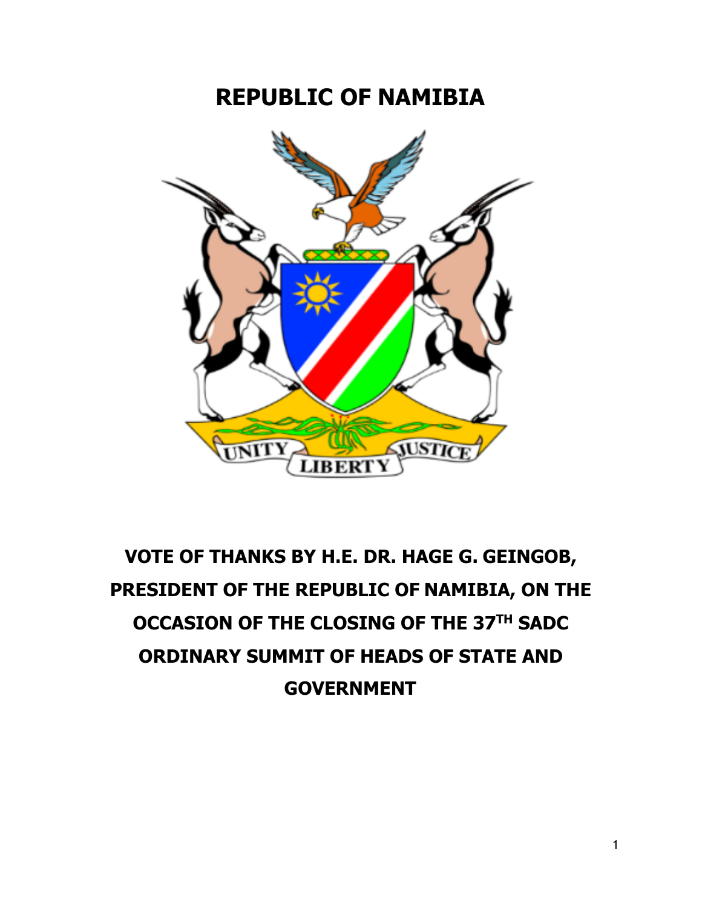# REPUBLIC OF NAMIBIA

UNITY LIBERTY JUSTICE

## VOTE OF THANKS BY H.E. DR. HAGE G. GEINGOB, PRESIDENT OF THE REPUBLIC OF NAMIBIA, ON THE OCCASION OF THE CLOSING OF THE 37TH SADC ORDINARY SUMMIT OF HEADS OF STATE AND GOVERNMENT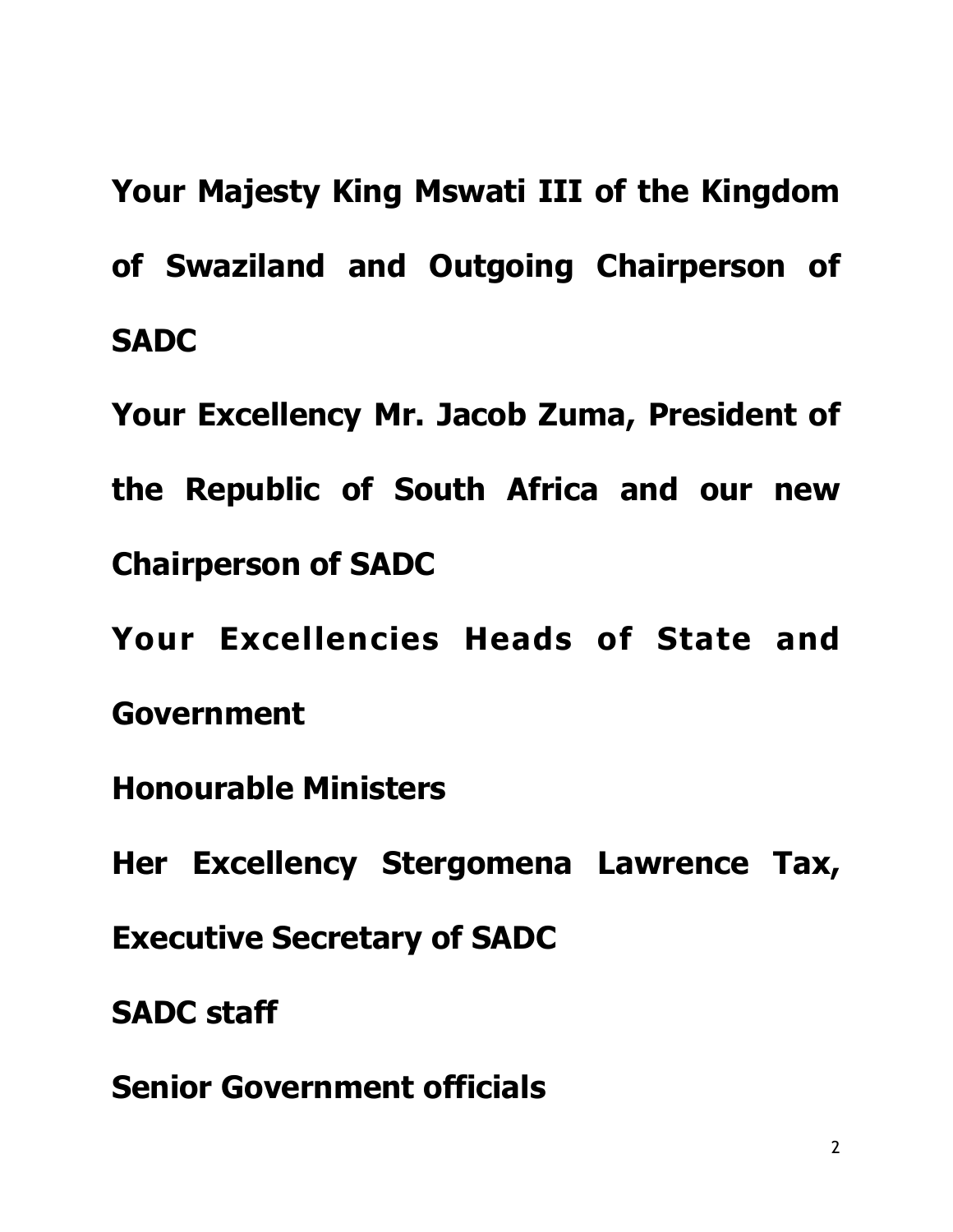**Your Majesty King Mswati III of the Kingdom of Swaziland and Outgoing Chairperson of SADC**

**Your Excellency Mr. Jacob Zuma, President of the Republic of South Africa and our new Chairperson of SADC**

**Your Excellencies Heads of State and Government**

**Honourable Ministers**

**Her Excellency Stergomena Lawrence Tax, Executive Secretary of SADC**

**SADC staff**

**Senior Government officials**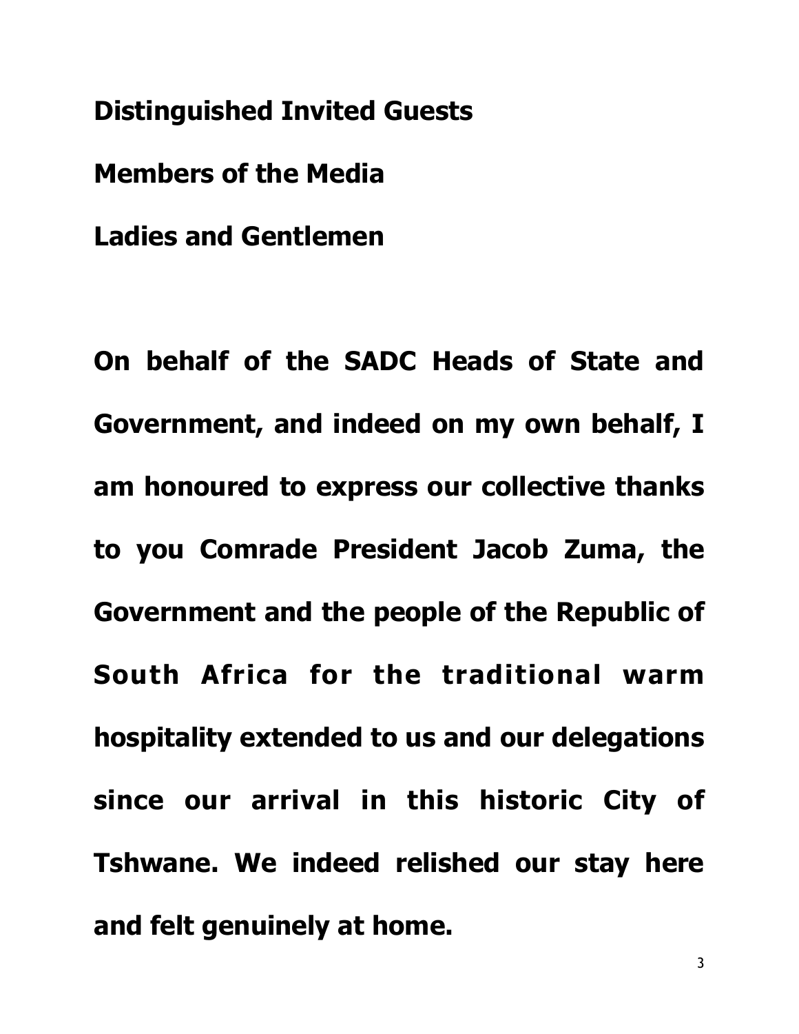**Distinguished Invited Guests**

**Members of the Media**

**Ladies and Gentlemen**

**On behalf of the SADC Heads of State and Government, and indeed on my own behalf, I am honoured to express our collective thanks to you Comrade President Jacob Zuma, the Government and the people of the Republic of South Africa for the traditional warm hospitality extended to us and our delegations since our arrival in this historic City of Tshwane. We indeed relished our stay here and felt genuinely at home.**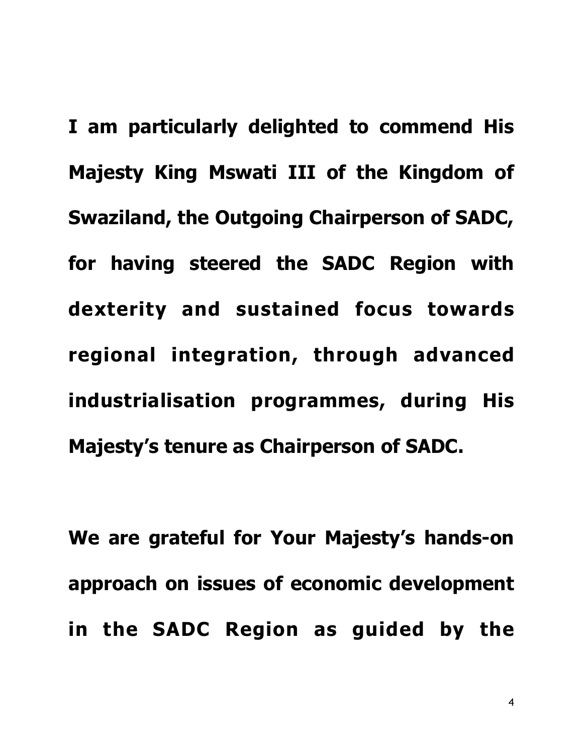**I am particularly delighted to commend His Majesty King Mswati III of the Kingdom of Swaziland, the Outgoing Chairperson of SADC, for having steered the SADC Region with dexterity and sustained focus towards regional integration, through advanced industrialisation programmes, during His Majesty's tenure as Chairperson of SADC.**

**We are grateful for Your Majesty's hands-on approach on issues of economic development in the SADC Region as guided by the**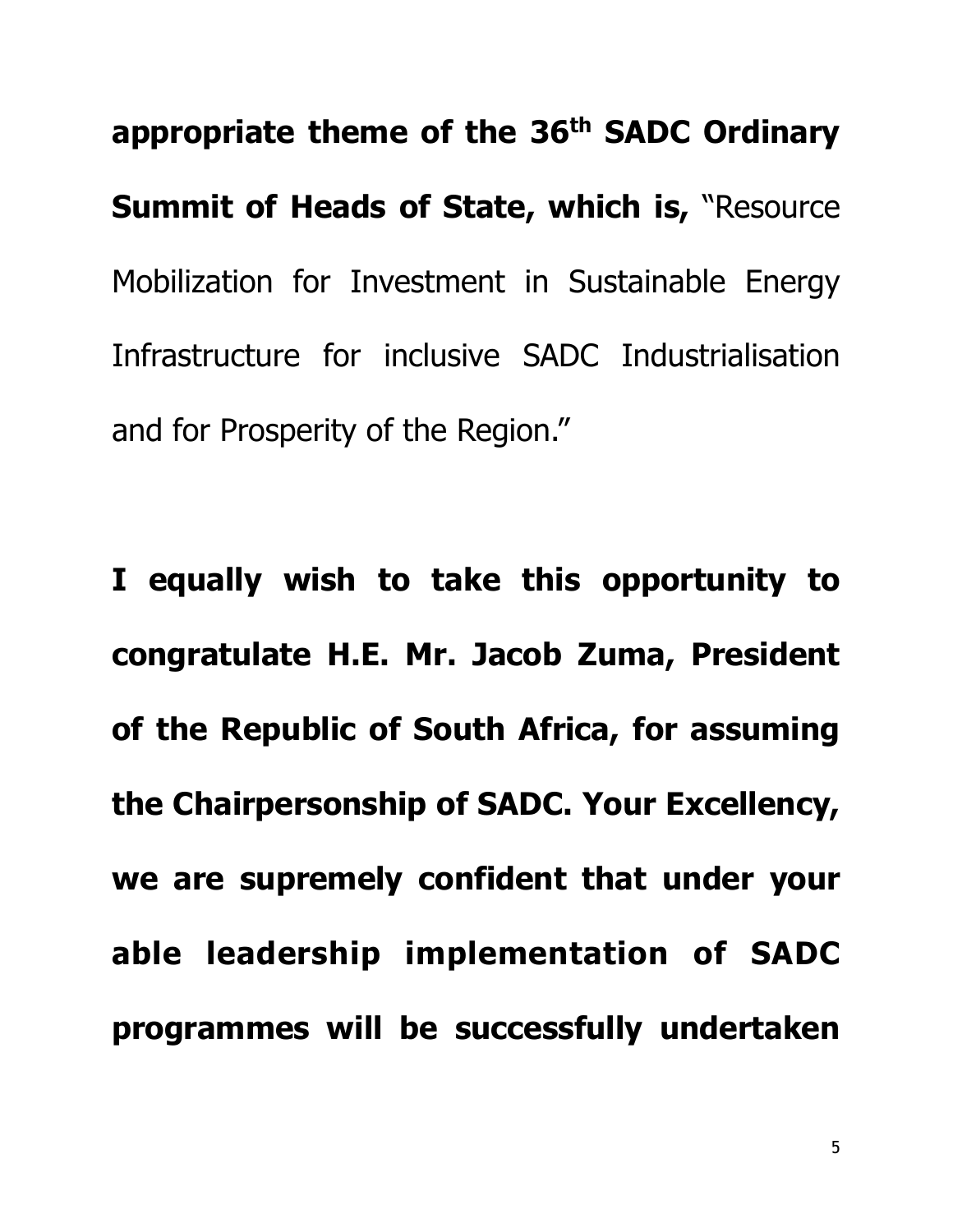**appropriate theme of the 36th SADC Ordinary Summit of Heads of State, which is,** "Resource Mobilization for Investment in Sustainable Energy Infrastructure for inclusive SADC Industrialisation and for Prosperity of the Region."

**I equally wish to take this opportunity to congratulate H.E. Mr. Jacob Zuma, President of the Republic of South Africa, for assuming the Chairpersonship of SADC. Your Excellency, we are supremely confident that under your able leadership implementation of SADC programmes will be successfully undertaken**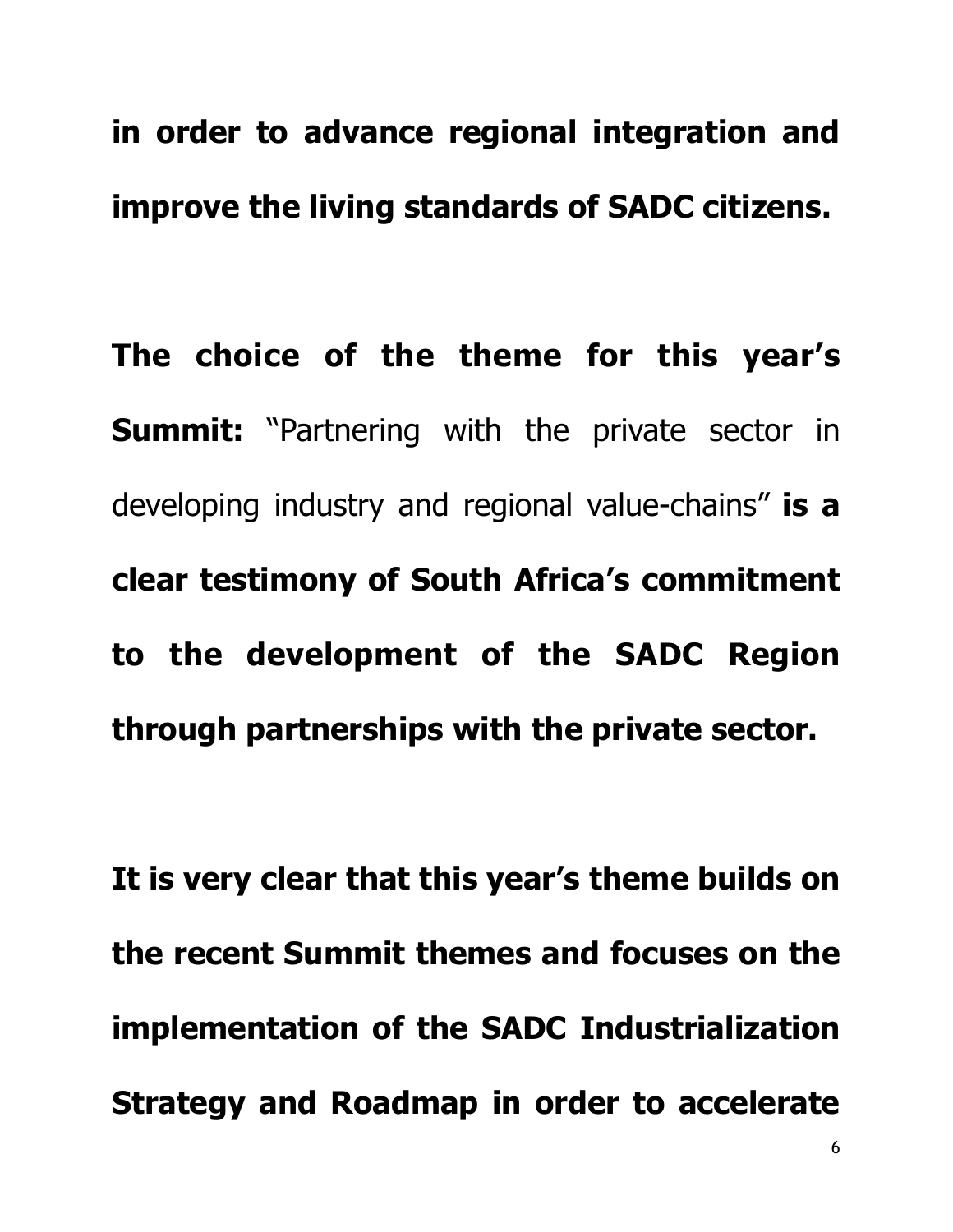**in order to advance regional integration and improve the living standards of SADC citizens.**

**The choice of the theme for this year's Summit:** "Partnering with the private sector in developing industry and regional value-chains" **is a clear testimony of South Africa's commitment to the development of the SADC Region through partnerships with the private sector.**

**It is very clear that this year's theme builds on the recent Summit themes and focuses on the implementation of the SADC Industrialization Strategy and Roadmap in order to accelerate**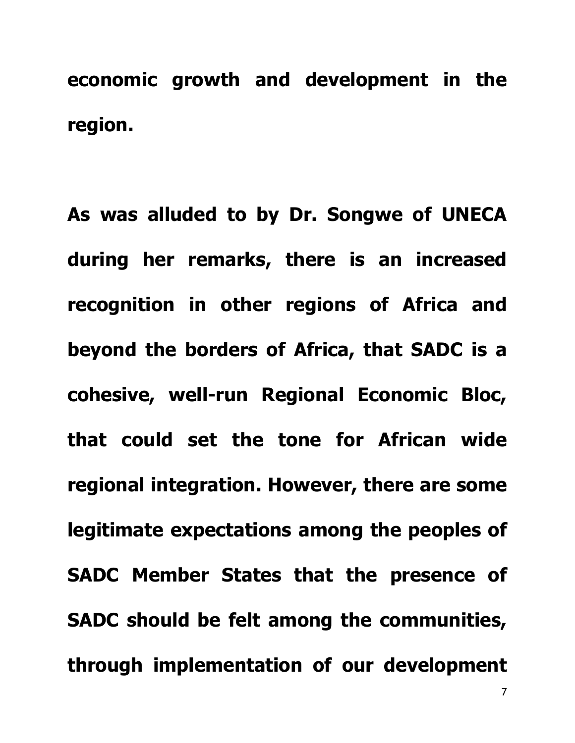**economic growth and development in the region.**

**As was alluded to by Dr. Songwe of UNECA during her remarks, there is an increased recognition in other regions of Africa and beyond the borders of Africa, that SADC is a cohesive, well-run Regional Economic Bloc, that could set the tone for African wide regional integration. However, there are some legitimate expectations among the peoples of SADC Member States that the presence of SADC should be felt among the communities, through implementation of our development**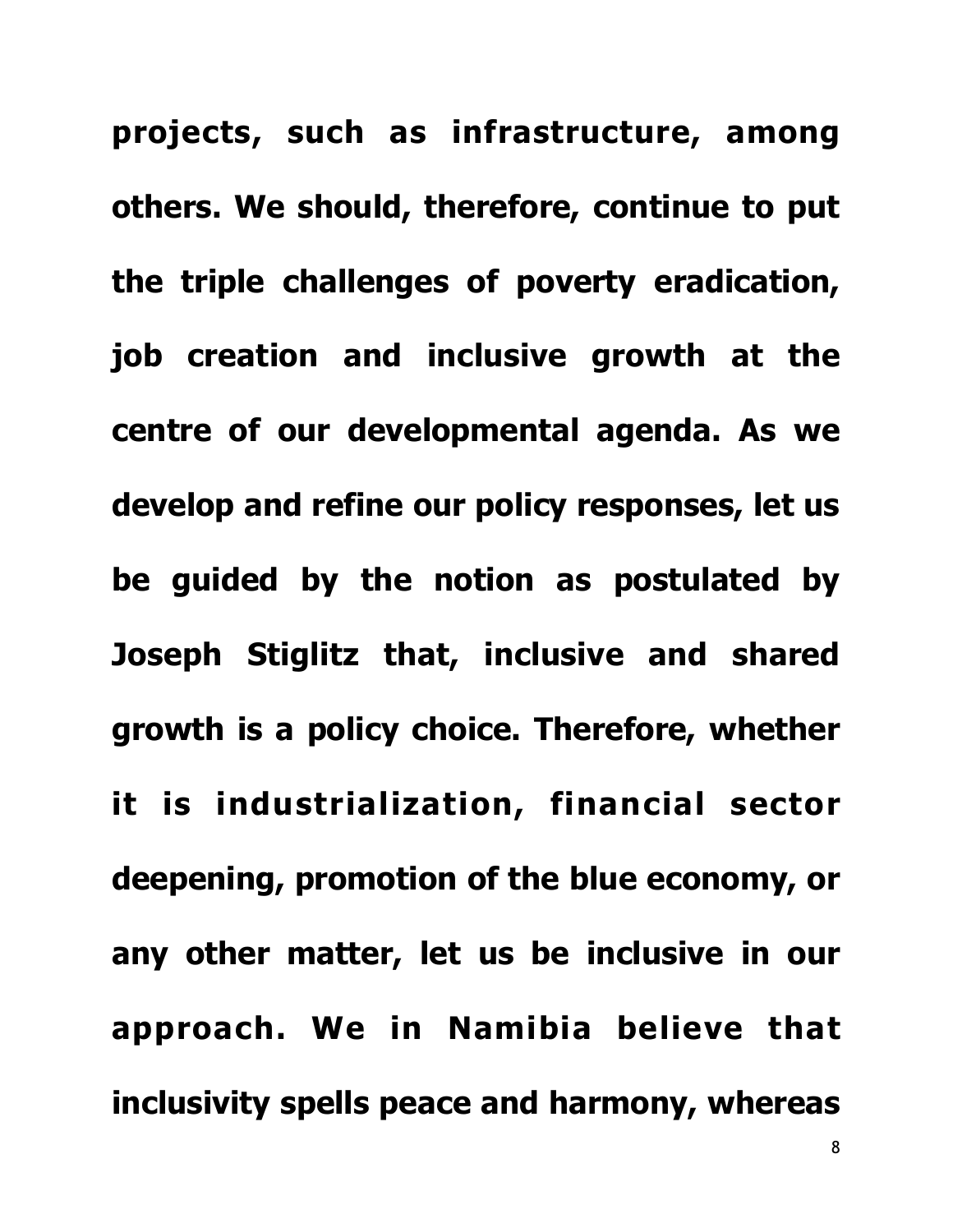**projects, such as infrastructure, among others. We should, therefore, continue to put the triple challenges of poverty eradication, job creation and inclusive growth at the centre of our developmental agenda. As we develop and refine our policy responses, let us be guided by the notion as postulated by Joseph Stiglitz that, inclusive and shared growth is a policy choice. Therefore, whether it is industrialization, financial sector deepening, promotion of the blue economy, or any other matter, let us be inclusive in our approach. We in Namibia believe that inclusivity spells peace and harmony, whereas**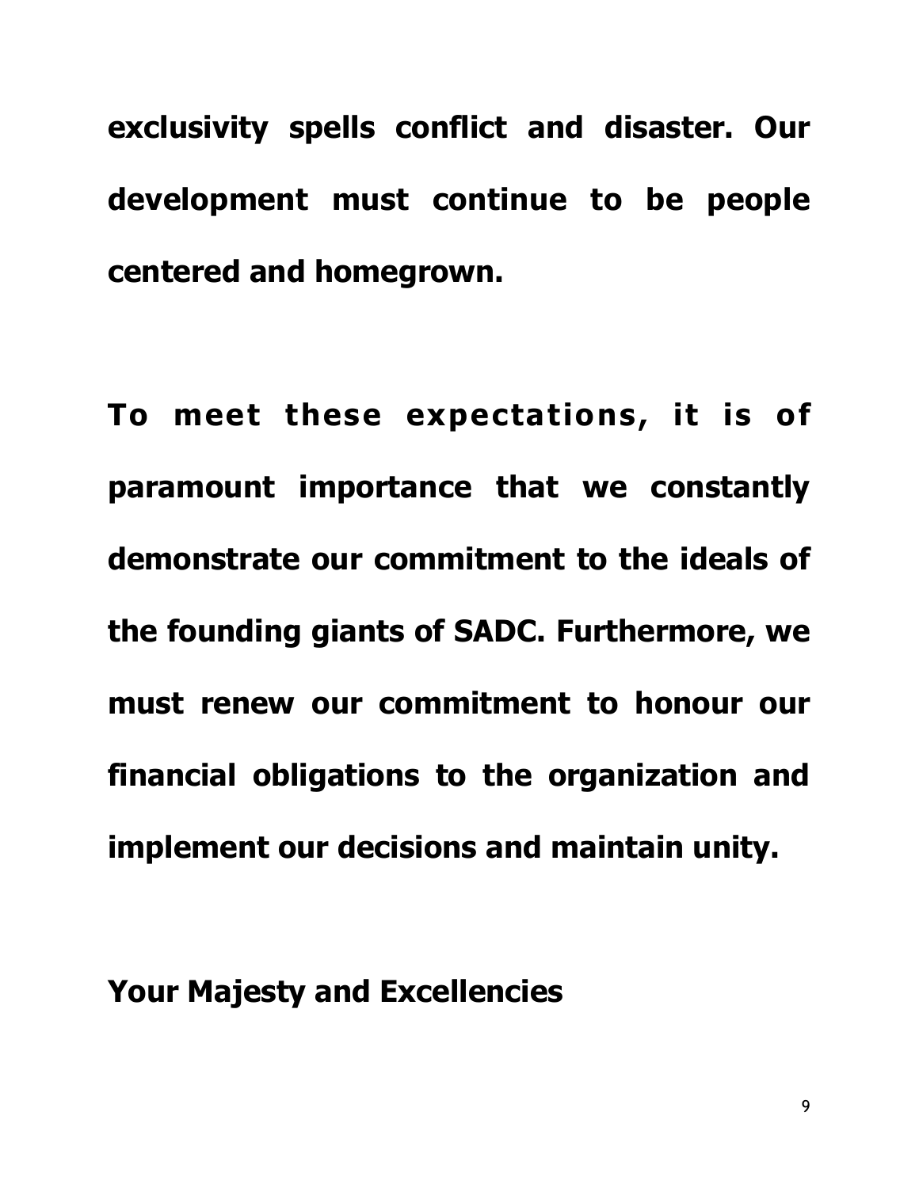**exclusivity spells conflict and disaster. Our development must continue to be people centered and homegrown.**

**To meet these expectations, it is of paramount importance that we constantly demonstrate our commitment to the ideals of the founding giants of SADC. Furthermore, we must renew our commitment to honour our financial obligations to the organization and implement our decisions and maintain unity.**

**Your Majesty and Excellencies**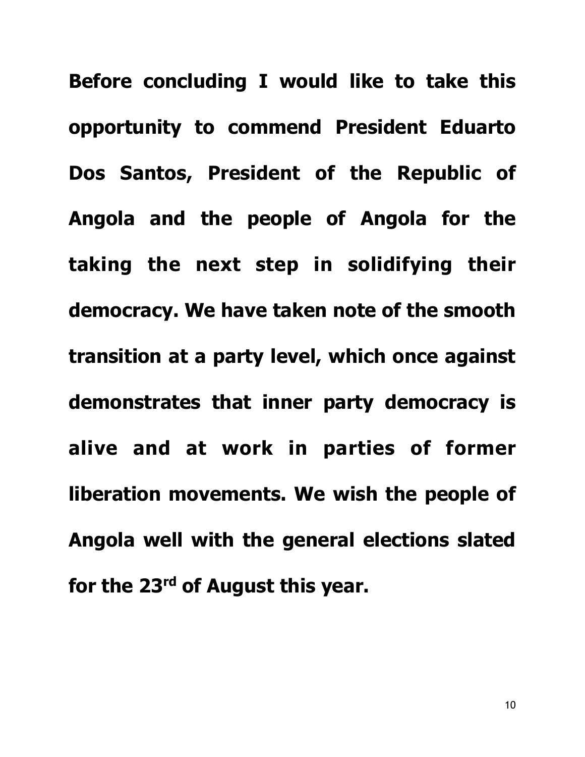**Before concluding I would like to take this opportunity to commend President Eduarto Dos Santos, President of the Republic of Angola and the people of Angola for the taking the next step in solidifying their democracy. We have taken note of the smooth transition at a party level, which once against demonstrates that inner party democracy is alive and at work in parties of former liberation movements. We wish the people of Angola well with the general elections slated for the 23rd of August this year.**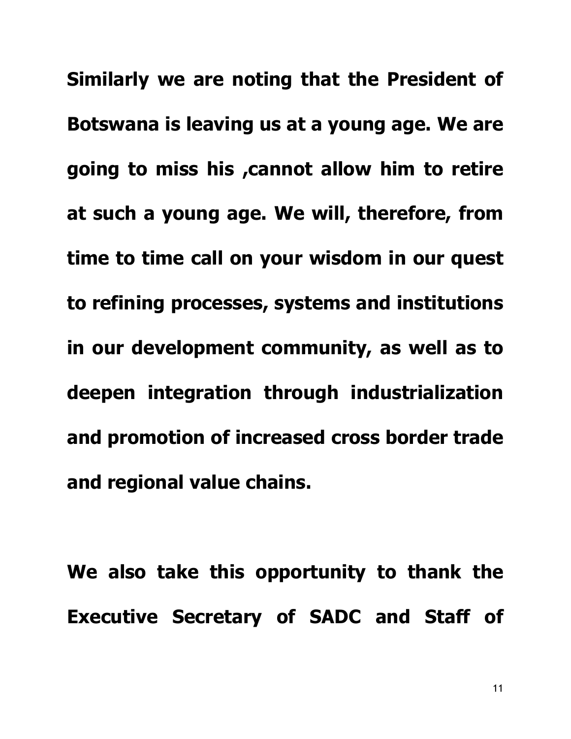**Similarly we are noting that the President of Botswana is leaving us at a young age. We are going to miss his ,cannot allow him to retire at such a young age. We will, therefore, from time to time call on your wisdom in our quest to refining processes, systems and institutions in our development community, as well as to deepen integration through industrialization and promotion of increased cross border trade and regional value chains.**

**We also take this opportunity to thank the Executive Secretary of SADC and Staff of**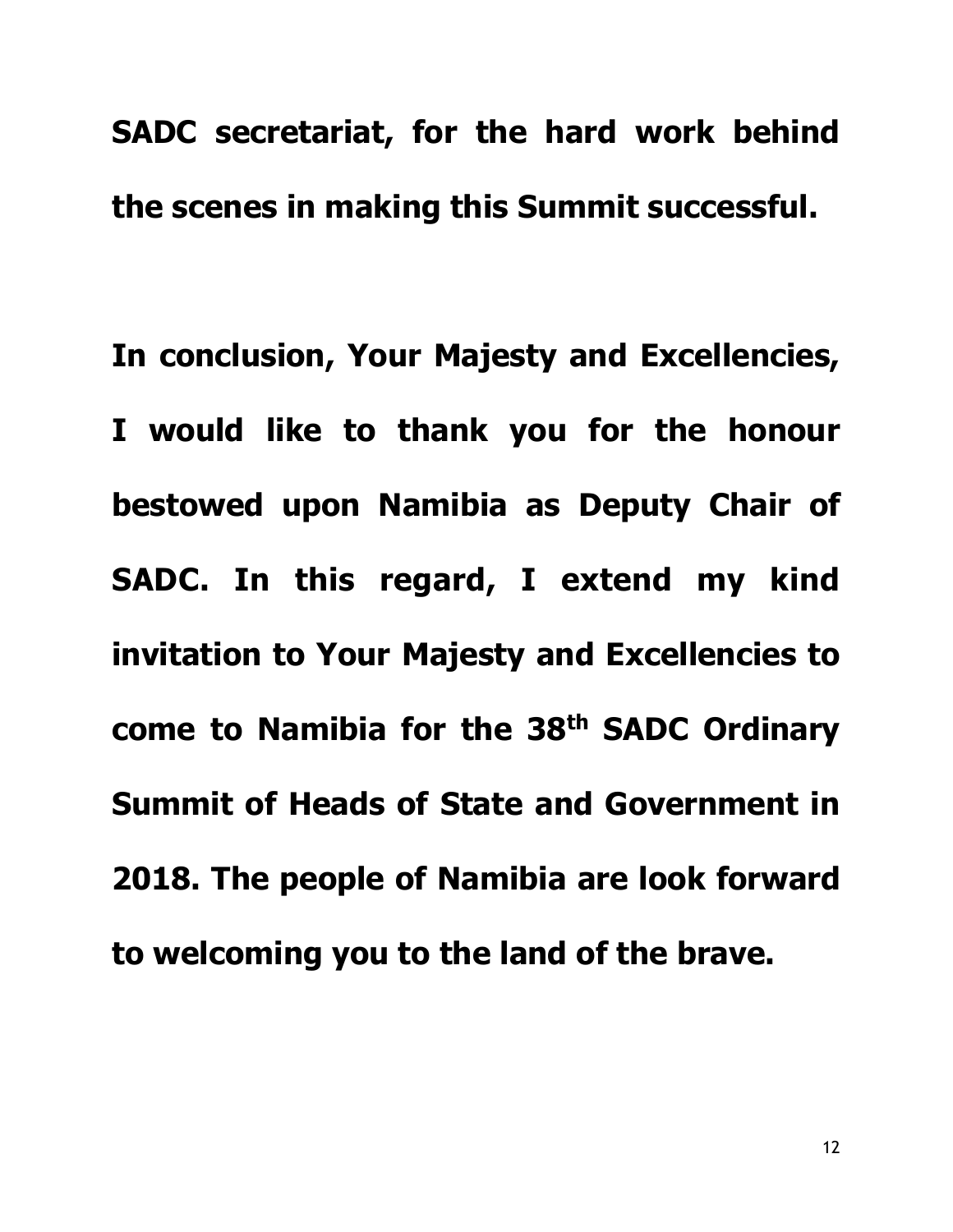**SADC secretariat, for the hard work behind the scenes in making this Summit successful.**

**In conclusion, Your Majesty and Excellencies, I would like to thank you for the honour bestowed upon Namibia as Deputy Chair of SADC. In this regard, I extend my kind invitation to Your Majesty and Excellencies to come to Namibia for the 38th SADC Ordinary Summit of Heads of State and Government in 2018. The people of Namibia are look forward to welcoming you to the land of the brave.**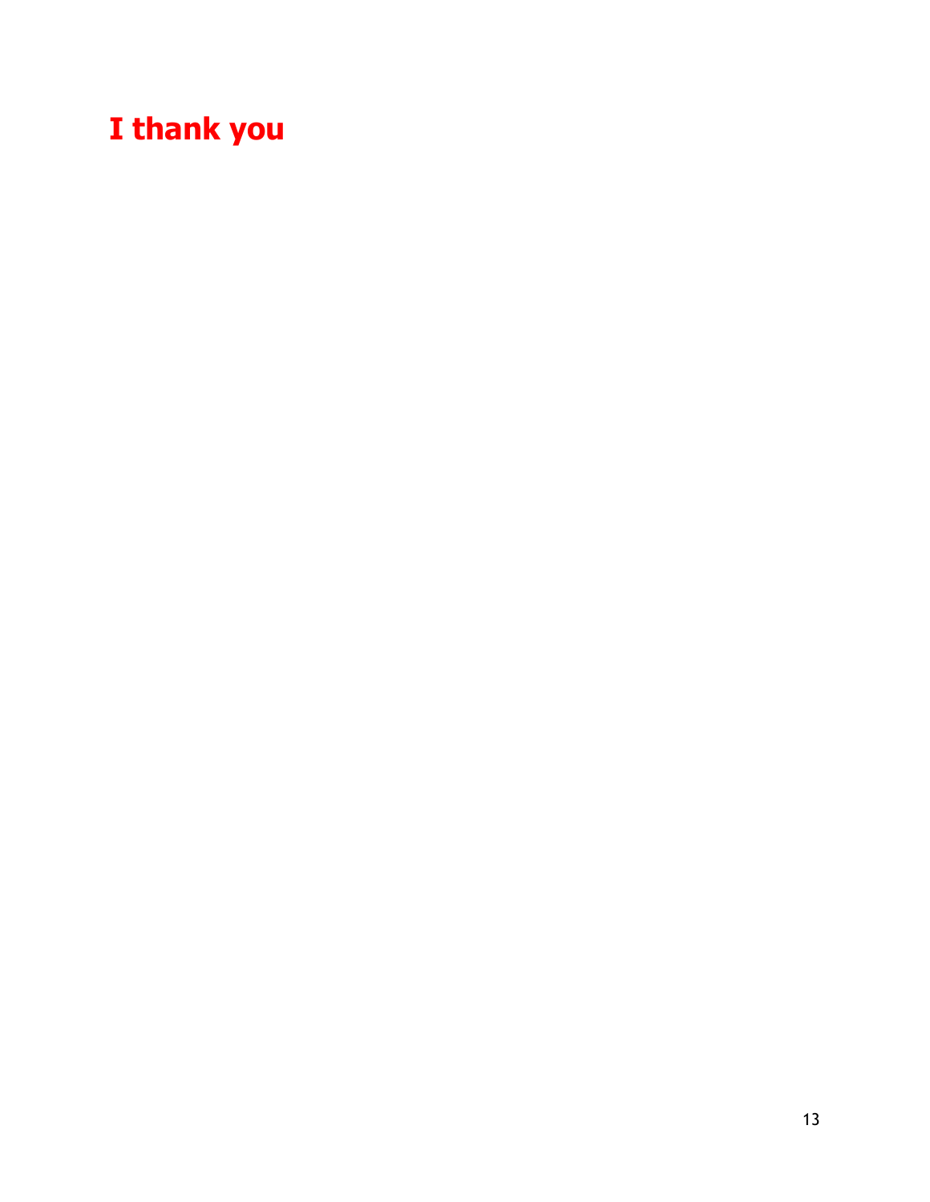# I thank you